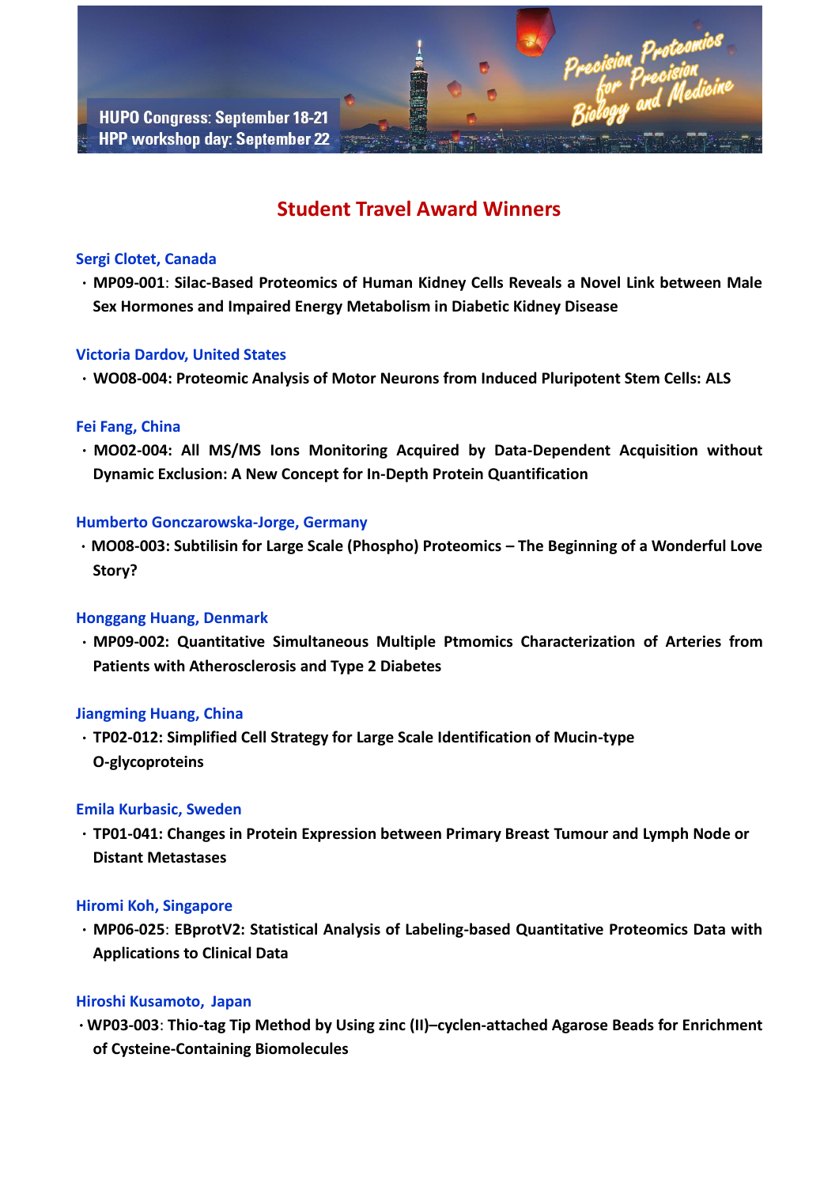HUPO Congress: September 18-21
HPP workshop day: September 22

Precision Proteomics for Precision Biology and Medicine

## Student Travel Award Winners

**Sergi Clotet, Canada**

- **MP09-001**: **Silac-Based Proteomics of Human Kidney Cells Reveals a Novel Link between Male Sex Hormones and Impaired Energy Metabolism in Diabetic Kidney Disease**

**Victoria Dardov, United States**

- **WO08-004: Proteomic Analysis of Motor Neurons from Induced Pluripotent Stem Cells: ALS**

**Fei Fang, China**

- **MO02-004: All MS/MS Ions Monitoring Acquired by Data-Dependent Acquisition without Dynamic Exclusion: A New Concept for In-Depth Protein Quantification**

**Humberto Gonczarowska-Jorge, Germany**

- **MO08-003: Subtilisin for Large Scale (Phospho) Proteomics – The Beginning of a Wonderful Love Story?**

**Honggang Huang, Denmark**

- **MP09-002: Quantitative Simultaneous Multiple Ptmomics Characterization of Arteries from Patients with Atherosclerosis and Type 2 Diabetes**

**Jiangming Huang, China**

- **TP02-012: Simplified Cell Strategy for Large Scale Identification of Mucin-type O-glycoproteins**

**Emila Kurbasic, Sweden**

- **TP01-041: Changes in Protein Expression between Primary Breast Tumour and Lymph Node or Distant Metastases**

**Hiromi Koh, Singapore**

- **MP06-025**: **EBprotV2: Statistical Analysis of Labeling-based Quantitative Proteomics Data with Applications to Clinical Data**

**Hiroshi Kusamoto, Japan**

- **WP03-003**: **Thio-tag Tip Method by Using zinc (II)–cyclen-attached Agarose Beads for Enrichment of Cysteine-Containing Biomolecules**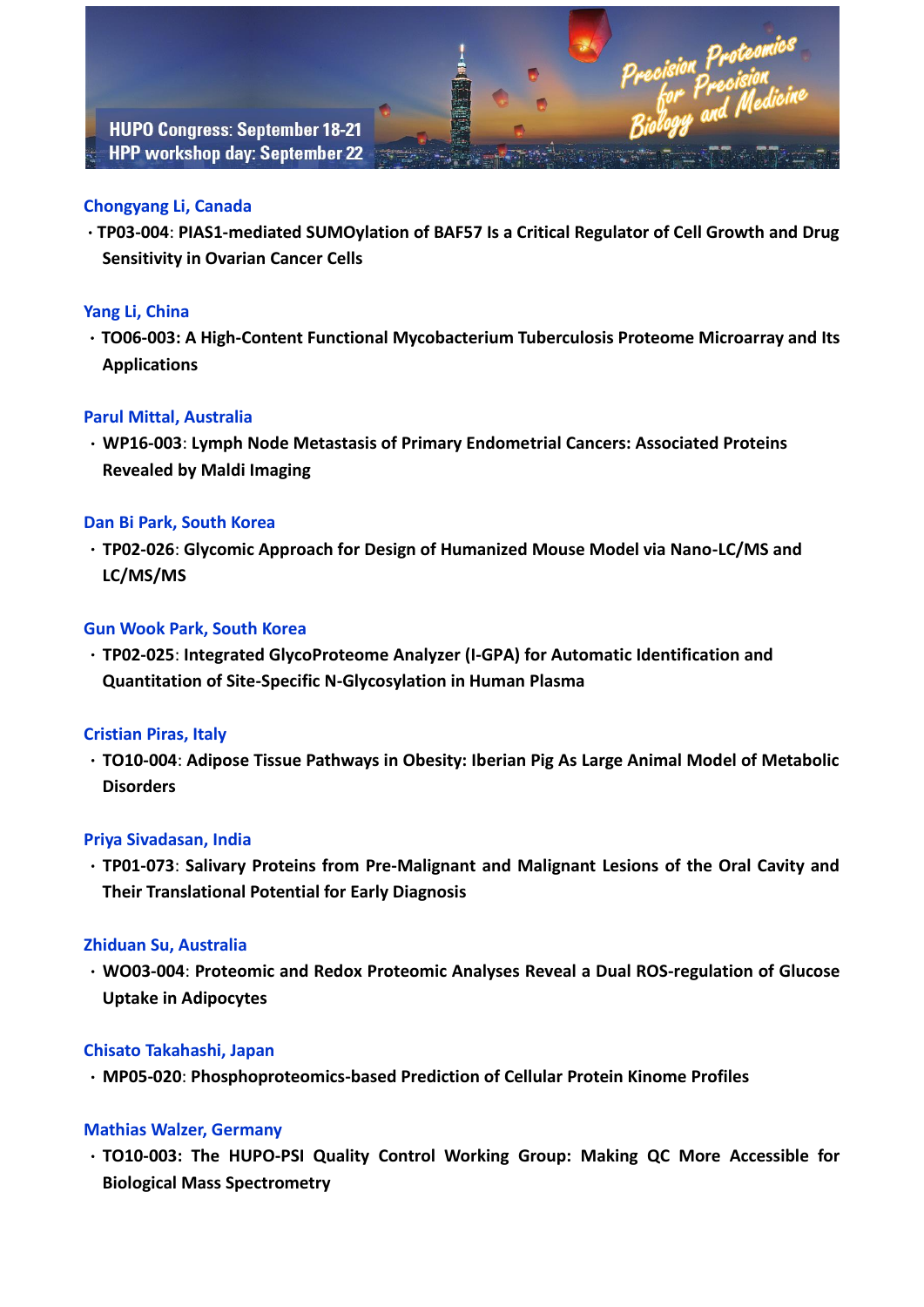HUPO Congress: September 18-21
HPP workshop day: September 22

Precision Proteomics for Precision Biology and Medicine

**Chongyang Li, Canada**

- **TP03-004**: **PIAS1-mediated SUMOylation of BAF57 Is a Critical Regulator of Cell Growth and Drug Sensitivity in Ovarian Cancer Cells**

**Yang Li, China**

- **TO06-003: A High-Content Functional Mycobacterium Tuberculosis Proteome Microarray and Its Applications**

**Parul Mittal, Australia**

- **WP16-003**: **Lymph Node Metastasis of Primary Endometrial Cancers: Associated Proteins Revealed by Maldi Imaging**

**Dan Bi Park, South Korea**

- **TP02-026**: **Glycomic Approach for Design of Humanized Mouse Model via Nano-LC/MS and LC/MS/MS**

**Gun Wook Park, South Korea**

- **TP02-025**: **Integrated GlycoProteome Analyzer (I-GPA) for Automatic Identification and Quantitation of Site-Specific N-Glycosylation in Human Plasma**

**Cristian Piras, Italy**

- **TO10-004**: **Adipose Tissue Pathways in Obesity: Iberian Pig As Large Animal Model of Metabolic Disorders**

**Priya Sivadasan, India**

- **TP01-073**: **Salivary Proteins from Pre-Malignant and Malignant Lesions of the Oral Cavity and Their Translational Potential for Early Diagnosis**

**Zhiduan Su, Australia**

- **WO03-004**: **Proteomic and Redox Proteomic Analyses Reveal a Dual ROS-regulation of Glucose Uptake in Adipocytes**

**Chisato Takahashi, Japan**

- **MP05-020**: **Phosphoproteomics-based Prediction of Cellular Protein Kinome Profiles**

**Mathias Walzer, Germany**

- **TO10-003: The HUPO-PSI Quality Control Working Group: Making QC More Accessible for Biological Mass Spectrometry**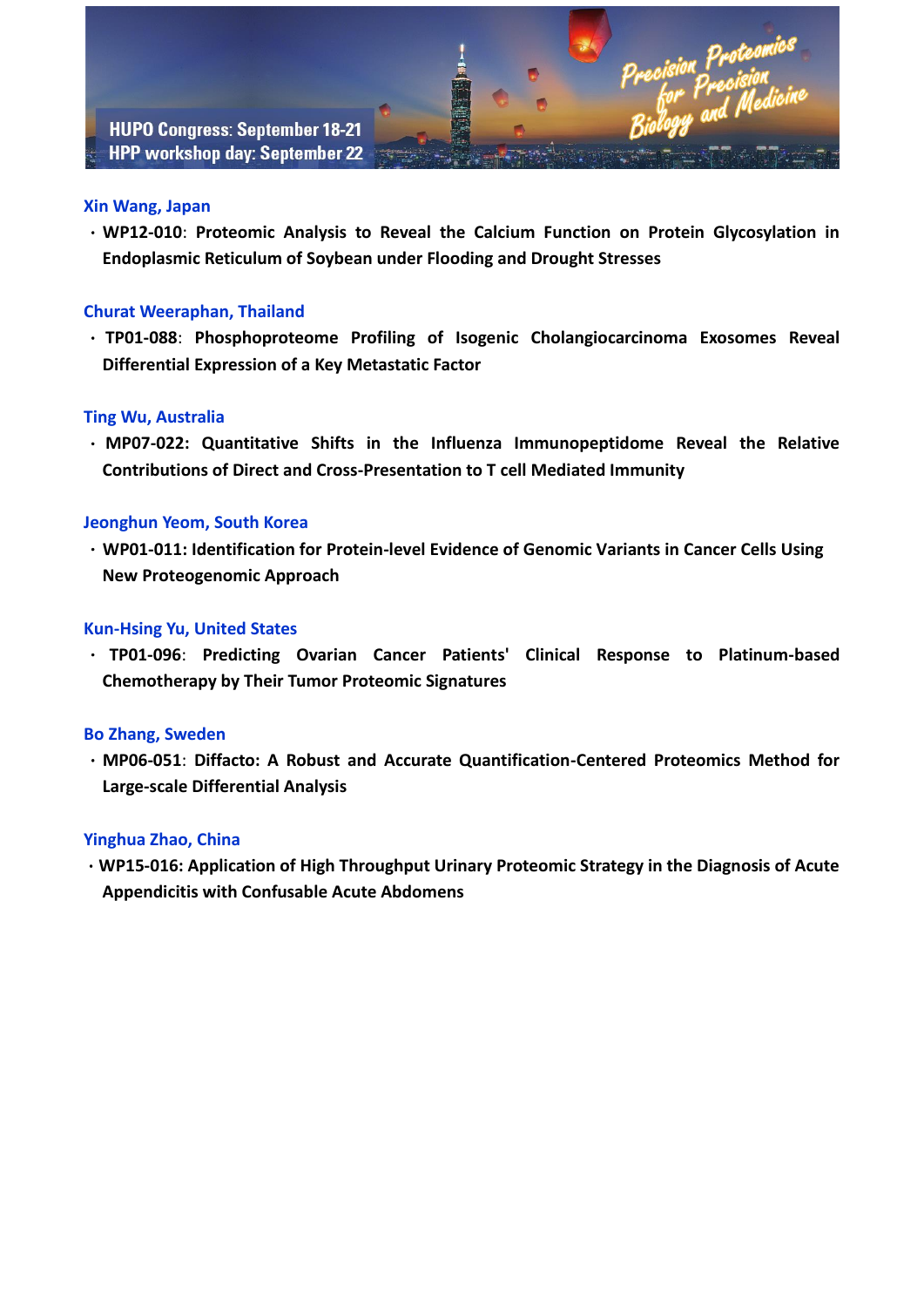HUPO Congress: September 18-21
HPP workshop day: September 22

Precision Proteomics for Precision Biology and Medicine

**Xin Wang, Japan**

- **WP12-010**: **Proteomic Analysis to Reveal the Calcium Function on Protein Glycosylation in Endoplasmic Reticulum of Soybean under Flooding and Drought Stresses**

**Churat Weeraphan, Thailand**

- **TP01-088**: **Phosphoproteome Profiling of Isogenic Cholangiocarcinoma Exosomes Reveal Differential Expression of a Key Metastatic Factor**

**Ting Wu, Australia**

- **MP07-022: Quantitative Shifts in the Influenza Immunopeptidome Reveal the Relative Contributions of Direct and Cross-Presentation to T cell Mediated Immunity**

**Jeonghun Yeom, South Korea**

- **WP01-011: Identification for Protein-level Evidence of Genomic Variants in Cancer Cells Using New Proteogenomic Approach**

**Kun-Hsing Yu, United States**

- **TP01-096**: **Predicting Ovarian Cancer Patients' Clinical Response to Platinum-based Chemotherapy by Their Tumor Proteomic Signatures**

**Bo Zhang, Sweden**

- **MP06-051**: **Diffacto: A Robust and Accurate Quantification-Centered Proteomics Method for Large-scale Differential Analysis**

**Yinghua Zhao, China**

- **WP15-016: Application of High Throughput Urinary Proteomic Strategy in the Diagnosis of Acute Appendicitis with Confusable Acute Abdomens**